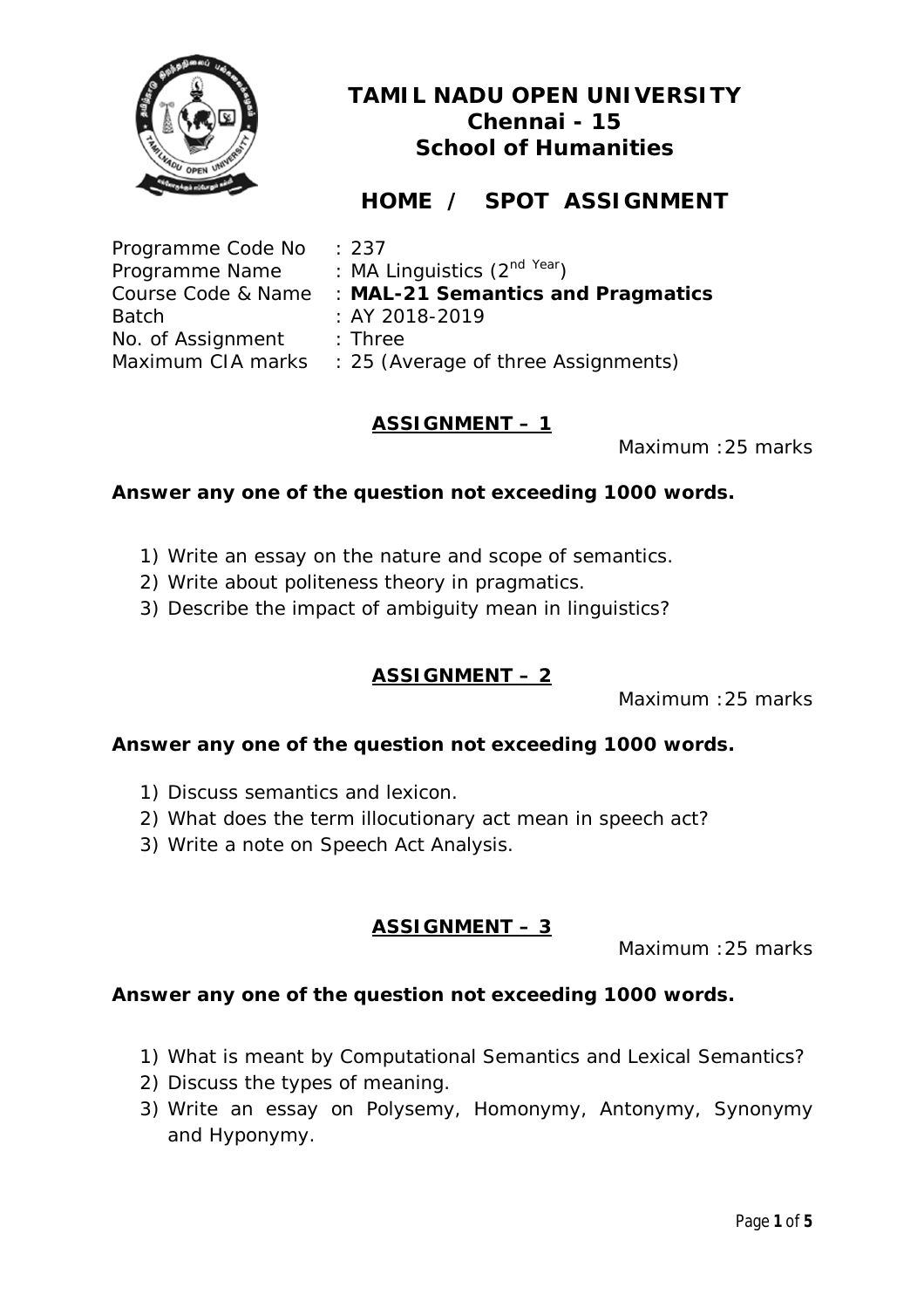# TAMIL NADU OPEN UNIVERSITY
## Chennai - 15
## School of Humanities

## HOME / SPOT ASSIGNMENT

Programme Code No : 237
Programme Name : MA Linguistics (2nd Year)
Course Code & Name : **MAL-21 Semantics and Pragmatics**
Batch : AY 2018-2019
No. of Assignment : Three
Maximum CIA marks : 25 (Average of three Assignments)

### ASSIGNMENT – 1

Maximum :25 marks

**Answer any one of the question not exceeding 1000 words.**

1) Write an essay on the nature and scope of semantics.
2) Write about politeness theory in pragmatics.
3) Describe the impact of ambiguity mean in linguistics?

### ASSIGNMENT – 2

Maximum :25 marks

**Answer any one of the question not exceeding 1000 words.**

1) Discuss semantics and lexicon.
2) What does the term illocutionary act mean in speech act?
3) Write a note on Speech Act Analysis.

### ASSIGNMENT – 3

Maximum :25 marks

**Answer any one of the question not exceeding 1000 words.**

1) What is meant by Computational Semantics and Lexical Semantics?
2) Discuss the types of meaning.
3) Write an essay on Polysemy, Homonymy, Antonymy, Synonymy and Hyponymy.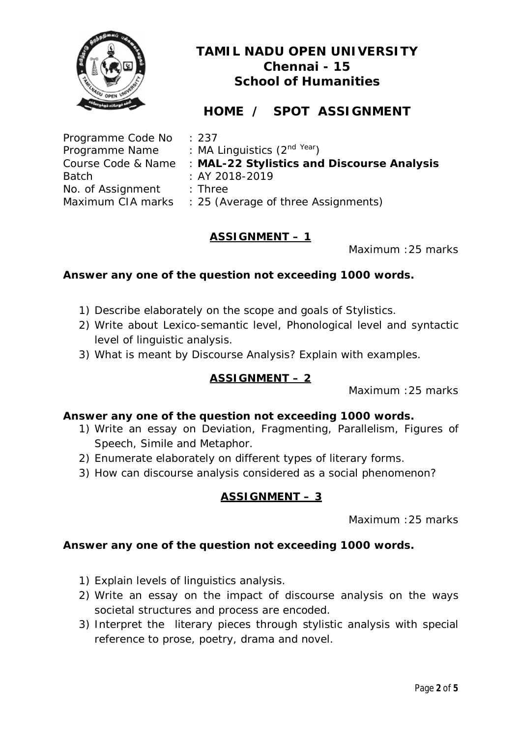# TAMIL NADU OPEN UNIVERSITY
## Chennai - 15
## School of Humanities

## HOME / SPOT ASSIGNMENT

| | |
|---|---|
| Programme Code No | : 237 |
| Programme Name | : MA Linguistics (2nd Year) |
| Course Code & Name | : **MAL-22 Stylistics and Discourse Analysis** |
| Batch | : AY 2018-2019 |
| No. of Assignment | : Three |
| Maximum CIA marks | : 25 (Average of three Assignments) |

### ASSIGNMENT – 1

Maximum :25 marks

**Answer any one of the question not exceeding 1000 words.**

1) Describe elaborately on the scope and goals of Stylistics.
2) Write about Lexico-semantic level, Phonological level and syntactic level of linguistic analysis.
3) What is meant by Discourse Analysis? Explain with examples.

### ASSIGNMENT – 2

Maximum :25 marks

**Answer any one of the question not exceeding 1000 words.**

1) Write an essay on Deviation, Fragmenting, Parallelism, Figures of Speech, Simile and Metaphor.
2) Enumerate elaborately on different types of literary forms.
3) How can discourse analysis considered as a social phenomenon?

### ASSIGNMENT – 3

Maximum :25 marks

**Answer any one of the question not exceeding 1000 words.**

1) Explain levels of linguistics analysis.
2) Write an essay on the impact of discourse analysis on the ways societal structures and process are encoded.
3) Interpret the literary pieces through stylistic analysis with special reference to prose, poetry, drama and novel.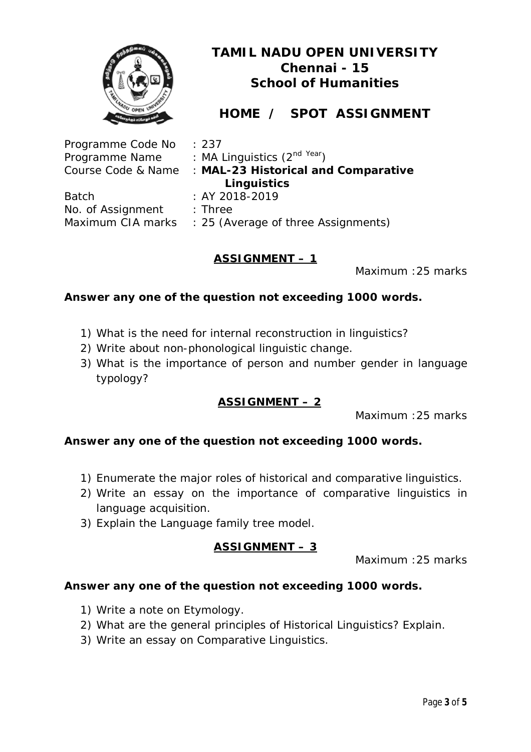# TAMIL NADU OPEN UNIVERSITY
## Chennai - 15
## School of Humanities

## HOME / SPOT ASSIGNMENT

Programme Code No : 237
Programme Name : MA Linguistics (2nd Year)
Course Code & Name : **MAL-23 Historical and Comparative Linguistics**
Batch : AY 2018-2019
No. of Assignment : Three
Maximum CIA marks : 25 (Average of three Assignments)

### ASSIGNMENT – 1

Maximum :25 marks

**Answer any one of the question not exceeding 1000 words.**

1) What is the need for internal reconstruction in linguistics?
2) Write about non-phonological linguistic change.
3) What is the importance of person and number gender in language typology?

### ASSIGNMENT – 2

Maximum :25 marks

**Answer any one of the question not exceeding 1000 words.**

1) Enumerate the major roles of historical and comparative linguistics.
2) Write an essay on the importance of comparative linguistics in language acquisition.
3) Explain the Language family tree model.

### ASSIGNMENT – 3

Maximum :25 marks

**Answer any one of the question not exceeding 1000 words.**

1) Write a note on Etymology.
2) What are the general principles of Historical Linguistics? Explain.
3) Write an essay on Comparative Linguistics.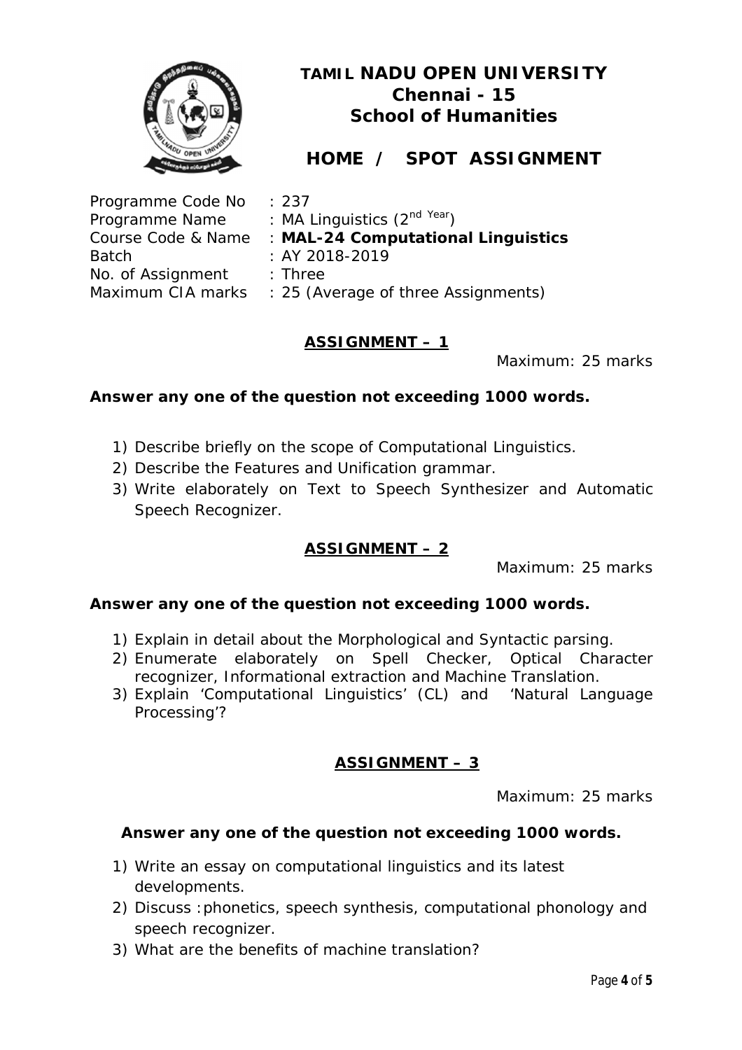# TAMIL NADU OPEN UNIVERSITY
## Chennai - 15
## School of Humanities

# HOME / SPOT ASSIGNMENT

Programme Code No : 237
Programme Name : MA Linguistics (2nd Year)
Course Code & Name : **MAL-24 Computational Linguistics**
Batch : AY 2018-2019
No. of Assignment : Three
Maximum CIA marks : 25 (Average of three Assignments)

## ASSIGNMENT – 1

Maximum: 25 marks

**Answer any one of the question not exceeding 1000 words.**

1) Describe briefly on the scope of Computational Linguistics.
2) Describe the Features and Unification grammar.
3) Write elaborately on Text to Speech Synthesizer and Automatic Speech Recognizer.

## ASSIGNMENT – 2

Maximum: 25 marks

**Answer any one of the question not exceeding 1000 words.**

1) Explain in detail about the Morphological and Syntactic parsing.
2) Enumerate elaborately on Spell Checker, Optical Character recognizer, Informational extraction and Machine Translation.
3) Explain 'Computational Linguistics' (CL) and 'Natural Language Processing'?

## ASSIGNMENT – 3

Maximum: 25 marks

**Answer any one of the question not exceeding 1000 words.**

1) Write an essay on computational linguistics and its latest developments.
2) Discuss :phonetics, speech synthesis, computational phonology and speech recognizer.
3) What are the benefits of machine translation?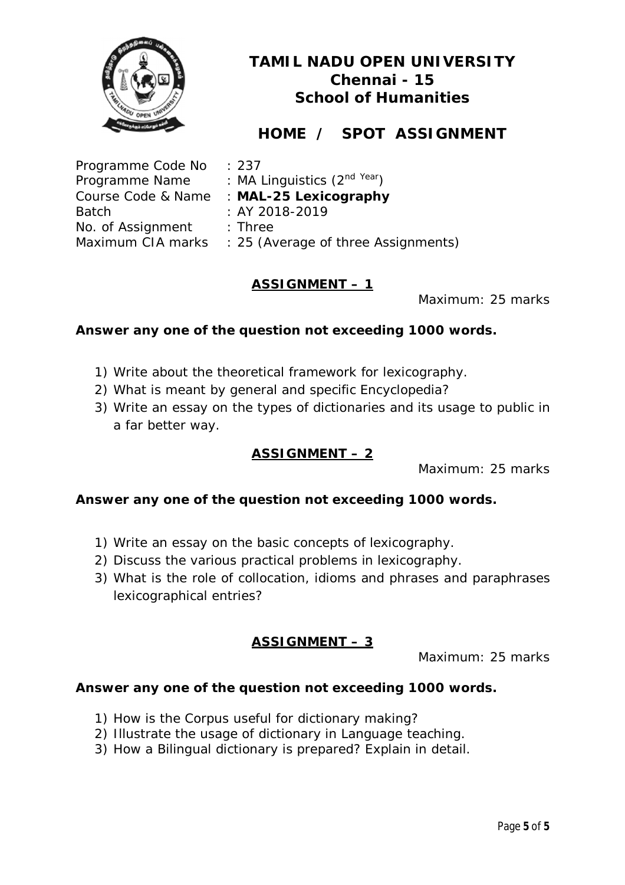# TAMIL NADU OPEN UNIVERSITY
## Chennai - 15
## School of Humanities

## HOME / SPOT ASSIGNMENT

| | |
|---|---|
| Programme Code No | : 237 |
| Programme Name | : MA Linguistics (2nd Year) |
| Course Code & Name | : **MAL-25 Lexicography** |
| Batch | : AY 2018-2019 |
| No. of Assignment | : Three |
| Maximum CIA marks | : 25 (Average of three Assignments) |

### ASSIGNMENT – 1

Maximum: 25 marks

**Answer any one of the question not exceeding 1000 words.**

1) Write about the theoretical framework for lexicography.
2) What is meant by general and specific Encyclopedia?
3) Write an essay on the types of dictionaries and its usage to public in a far better way.

### ASSIGNMENT – 2

Maximum: 25 marks

**Answer any one of the question not exceeding 1000 words.**

1) Write an essay on the basic concepts of lexicography.
2) Discuss the various practical problems in lexicography.
3) What is the role of collocation, idioms and phrases and paraphrases lexicographical entries?

### ASSIGNMENT – 3

Maximum: 25 marks

**Answer any one of the question not exceeding 1000 words.**

1) How is the Corpus useful for dictionary making?
2) Illustrate the usage of dictionary in Language teaching.
3) How a Bilingual dictionary is prepared? Explain in detail.